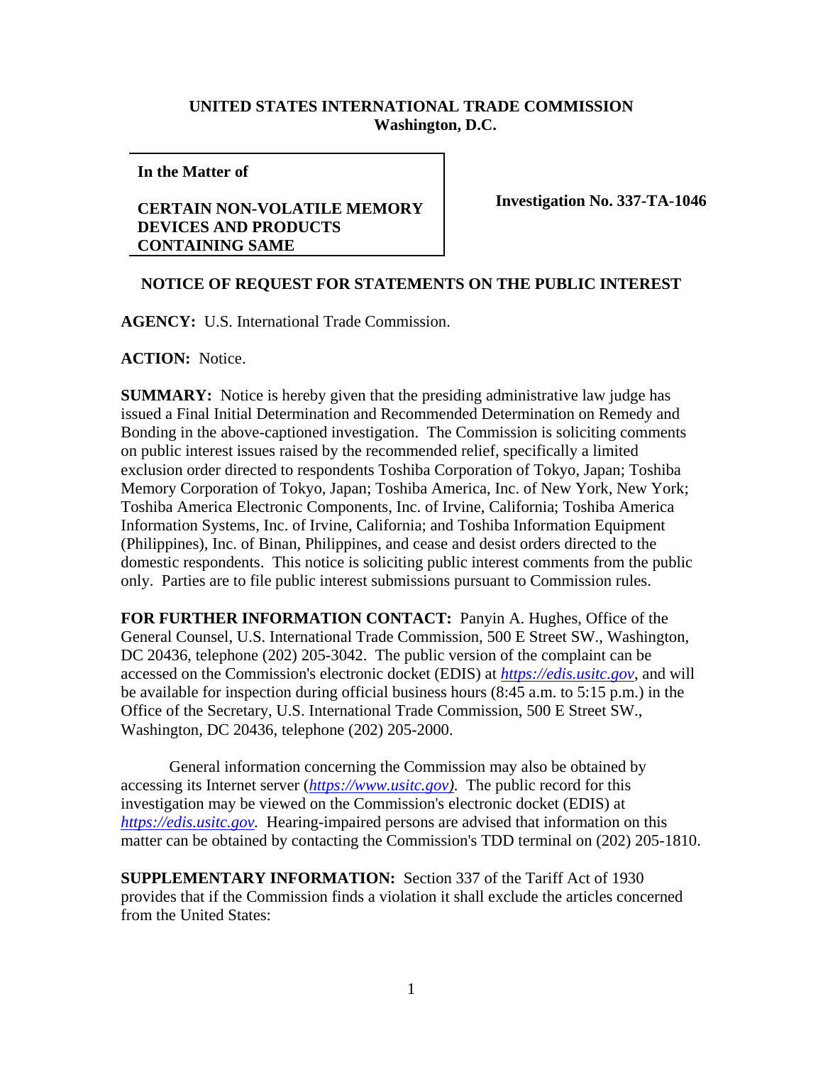**UNITED STATES INTERNATIONAL TRADE COMMISSION**
**Washington, D.C.**

| In the Matter of<br><br>**CERTAIN NON-VOLATILE MEMORY DEVICES AND PRODUCTS CONTAINING SAME** | **Investigation No. 337-TA-1046** |
| --- | --- |

**NOTICE OF REQUEST FOR STATEMENTS ON THE PUBLIC INTEREST**

**AGENCY:** U.S. International Trade Commission.

**ACTION:** Notice.

**SUMMARY:** Notice is hereby given that the presiding administrative law judge has issued a Final Initial Determination and Recommended Determination on Remedy and Bonding in the above-captioned investigation. The Commission is soliciting comments on public interest issues raised by the recommended relief, specifically a limited exclusion order directed to respondents Toshiba Corporation of Tokyo, Japan; Toshiba Memory Corporation of Tokyo, Japan; Toshiba America, Inc. of New York, New York; Toshiba America Electronic Components, Inc. of Irvine, California; Toshiba America Information Systems, Inc. of Irvine, California; and Toshiba Information Equipment (Philippines), Inc. of Binan, Philippines, and cease and desist orders directed to the domestic respondents. This notice is soliciting public interest comments from the public only. Parties are to file public interest submissions pursuant to Commission rules.

**FOR FURTHER INFORMATION CONTACT:** Panyin A. Hughes, Office of the General Counsel, U.S. International Trade Commission, 500 E Street SW., Washington, DC 20436, telephone (202) 205-3042. The public version of the complaint can be accessed on the Commission's electronic docket (EDIS) at *https://edis.usitc.gov*, and will be available for inspection during official business hours (8:45 a.m. to 5:15 p.m.) in the Office of the Secretary, U.S. International Trade Commission, 500 E Street SW., Washington, DC 20436, telephone (202) 205-2000.

General information concerning the Commission may also be obtained by accessing its Internet server (*https://www.usitc.gov*). The public record for this investigation may be viewed on the Commission's electronic docket (EDIS) at *https://edis.usitc.gov*. Hearing-impaired persons are advised that information on this matter can be obtained by contacting the Commission's TDD terminal on (202) 205-1810.

**SUPPLEMENTARY INFORMATION:** Section 337 of the Tariff Act of 1930 provides that if the Commission finds a violation it shall exclude the articles concerned from the United States: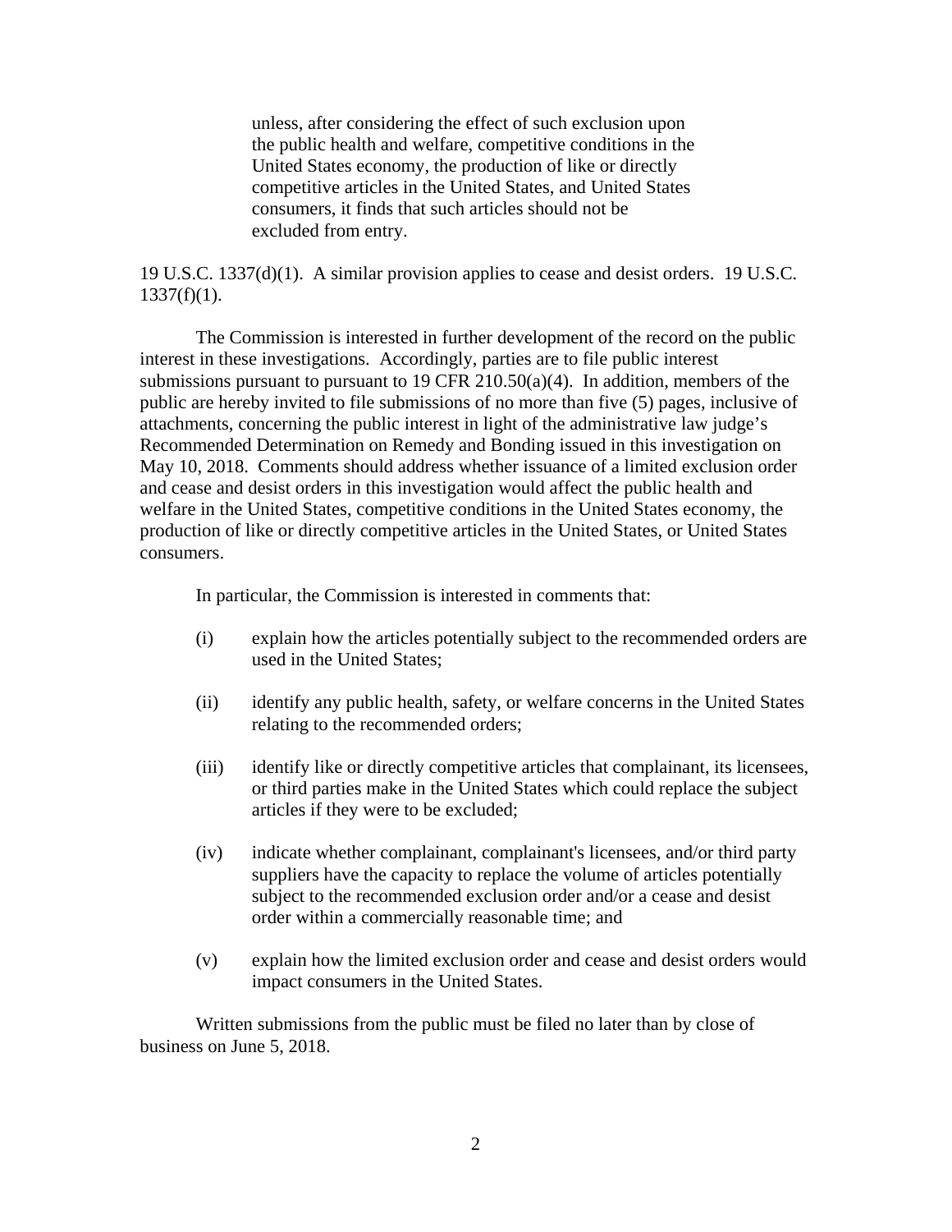> unless, after considering the effect of such exclusion upon the public health and welfare, competitive conditions in the United States economy, the production of like or directly competitive articles in the United States, and United States consumers, it finds that such articles should not be excluded from entry.

19 U.S.C. 1337(d)(1). A similar provision applies to cease and desist orders. 19 U.S.C. 1337(f)(1).

The Commission is interested in further development of the record on the public interest in these investigations. Accordingly, parties are to file public interest submissions pursuant to pursuant to 19 CFR 210.50(a)(4). In addition, members of the public are hereby invited to file submissions of no more than five (5) pages, inclusive of attachments, concerning the public interest in light of the administrative law judge's Recommended Determination on Remedy and Bonding issued in this investigation on May 10, 2018. Comments should address whether issuance of a limited exclusion order and cease and desist orders in this investigation would affect the public health and welfare in the United States, competitive conditions in the United States economy, the production of like or directly competitive articles in the United States, or United States consumers.

In particular, the Commission is interested in comments that:

(i) explain how the articles potentially subject to the recommended orders are used in the United States;

(ii) identify any public health, safety, or welfare concerns in the United States relating to the recommended orders;

(iii) identify like or directly competitive articles that complainant, its licensees, or third parties make in the United States which could replace the subject articles if they were to be excluded;

(iv) indicate whether complainant, complainant's licensees, and/or third party suppliers have the capacity to replace the volume of articles potentially subject to the recommended exclusion order and/or a cease and desist order within a commercially reasonable time; and

(v) explain how the limited exclusion order and cease and desist orders would impact consumers in the United States.

Written submissions from the public must be filed no later than by close of business on June 5, 2018.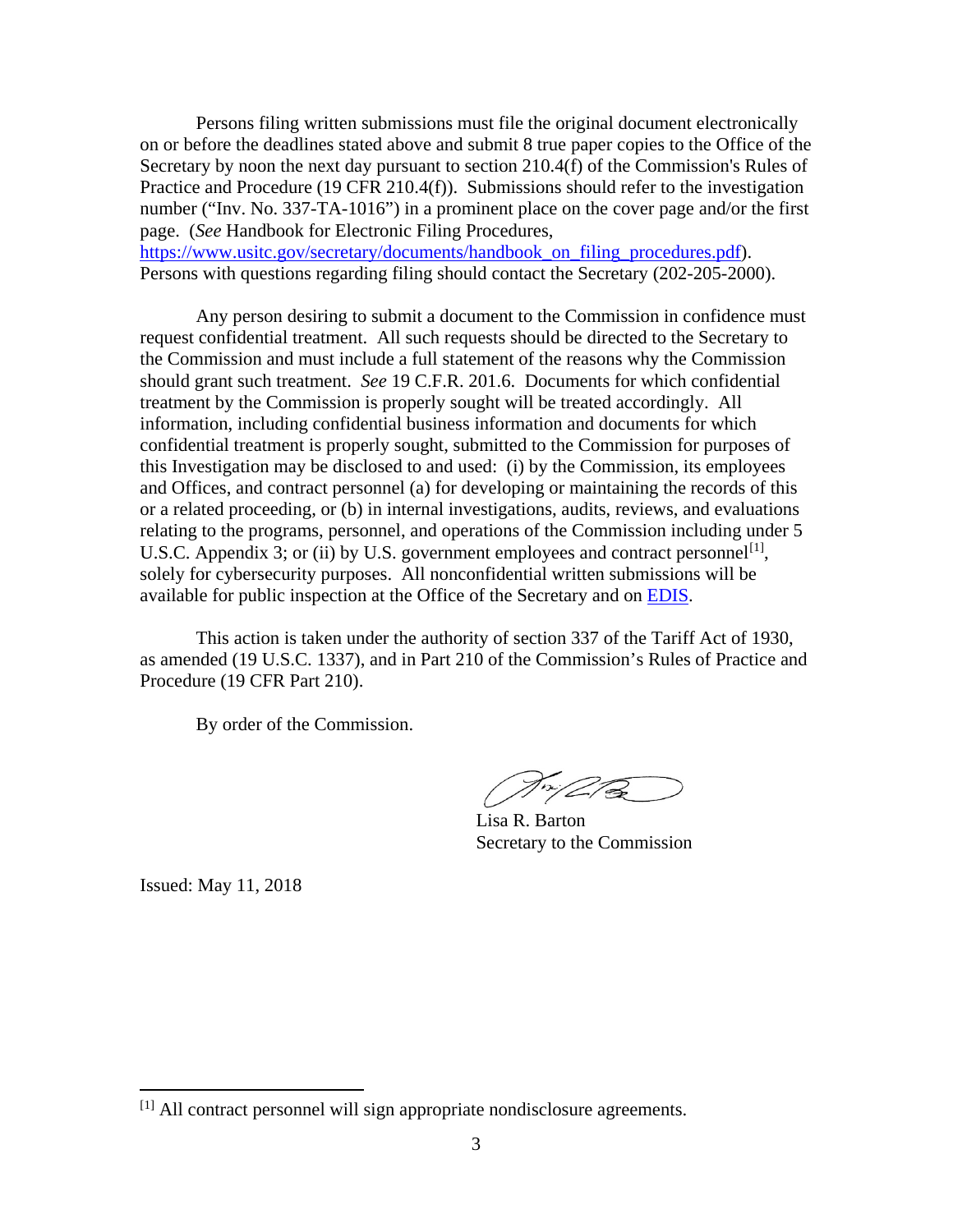Persons filing written submissions must file the original document electronically on or before the deadlines stated above and submit 8 true paper copies to the Office of the Secretary by noon the next day pursuant to section 210.4(f) of the Commission's Rules of Practice and Procedure (19 CFR 210.4(f)). Submissions should refer to the investigation number ("Inv. No. 337-TA-1016") in a prominent place on the cover page and/or the first page. (*See* Handbook for Electronic Filing Procedures, https://www.usitc.gov/secretary/documents/handbook_on_filing_procedures.pdf). Persons with questions regarding filing should contact the Secretary (202-205-2000).

Any person desiring to submit a document to the Commission in confidence must request confidential treatment. All such requests should be directed to the Secretary to the Commission and must include a full statement of the reasons why the Commission should grant such treatment. *See* 19 C.F.R. 201.6. Documents for which confidential treatment by the Commission is properly sought will be treated accordingly. All information, including confidential business information and documents for which confidential treatment is properly sought, submitted to the Commission for purposes of this Investigation may be disclosed to and used: (i) by the Commission, its employees and Offices, and contract personnel (a) for developing or maintaining the records of this or a related proceeding, or (b) in internal investigations, audits, reviews, and evaluations relating to the programs, personnel, and operations of the Commission including under 5 U.S.C. Appendix 3; or (ii) by U.S. government employees and contract personnel[1], solely for cybersecurity purposes. All nonconfidential written submissions will be available for public inspection at the Office of the Secretary and on EDIS.

This action is taken under the authority of section 337 of the Tariff Act of 1930, as amended (19 U.S.C. 1337), and in Part 210 of the Commission's Rules of Practice and Procedure (19 CFR Part 210).

By order of the Commission.

Lisa R. Barton
Secretary to the Commission

Issued: May 11, 2018

---

[1] All contract personnel will sign appropriate nondisclosure agreements.